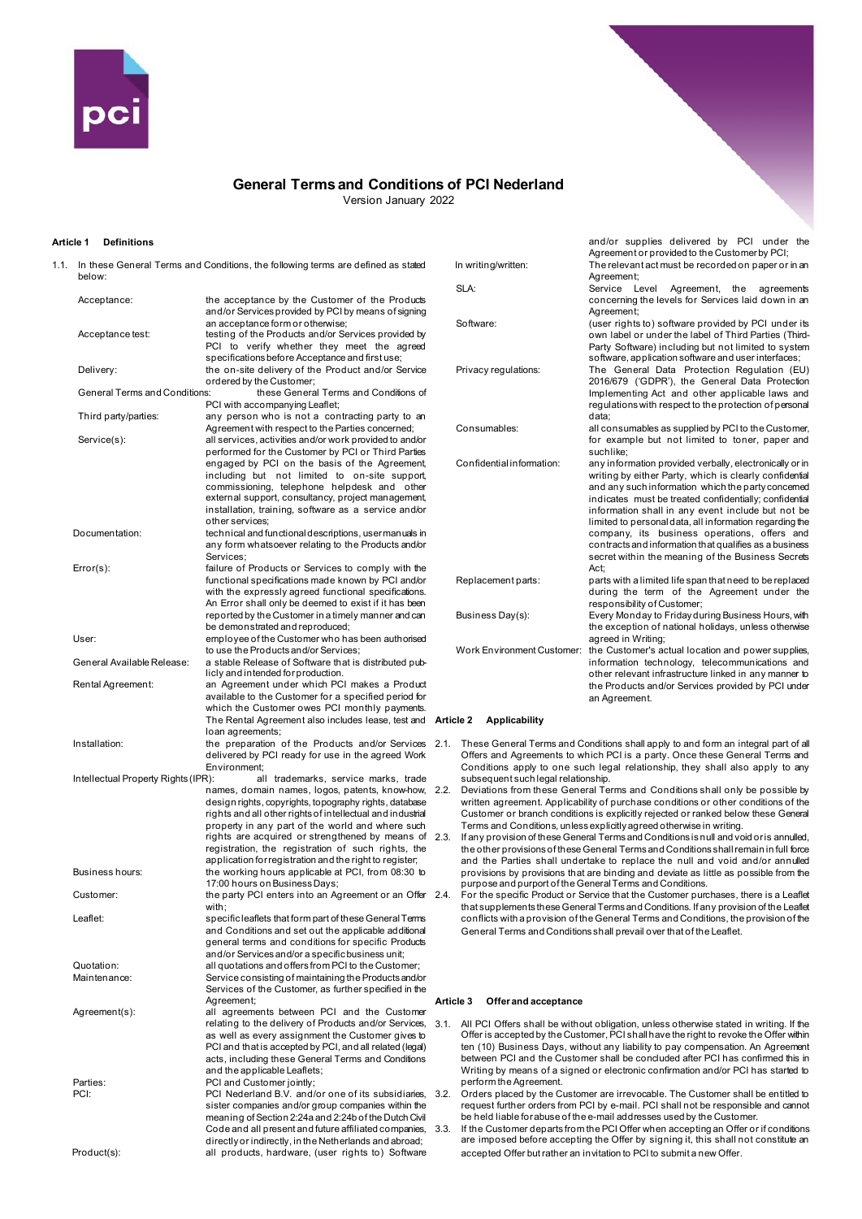# General Terms and Conditions of PCI Nederland

Version January 2022

## Article 1 Definitions

1.1. In these General Terms and Conditions, the following terms are defined as stated below:

| Term | Definition |
|---|---|
| Acceptance: | the acceptance by the Customer of the Products and/or Services provided by PCI by means of signing an acceptance form or otherwise; |
| Acceptance test: | testing of the Products and/or Services provided by PCI to verify whether they meet the agreed specifications before Acceptance and first use; |
| Delivery: | the on-site delivery of the Product and/or Service ordered by the Customer; |
| General Terms and Conditions: | these General Terms and Conditions of PCI with accompanying Leaflet; |
| Third party/parties: | any person who is not a contracting party to an Agreement with respect to the Parties concerned; |
| Service(s): | all services, activities and/or work provided to and/or performed for the Customer by PCI or Third Parties engaged by PCI on the basis of the Agreement, including but not limited to on-site support, commissioning, telephone helpdesk and other external support, consultancy, project management, installation, training, software as a service and/or other services; |
| Documentation: | technical and functional descriptions, user manuals in any form whatsoever relating to the Products and/or Services; |
| Error(s): | failure of Products or Services to comply with the functional specifications made known by PCI and/or with the expressly agreed functional specifications. An Error shall only be deemed to exist if it has been reported by the Customer in a timely manner and can be demonstrated and reproduced; |
| User: | employee of the Customer who has been authorised to use the Products and/or Services; |
| General Available Release: | a stable Release of Software that is distributed publicly and intended for production. |
| Rental Agreement: | an Agreement under which PCI makes a Product available to the Customer for a specified period for which the Customer owes PCI monthly payments. The Rental Agreement also includes lease, test and loan agreements; |
| Installation: | the preparation of the Products and/or Services delivered by PCI ready for use in the agreed Work Environment; |
| Intellectual Property Rights (IPR): | all trademarks, service marks, trade names, domain names, logos, patents, know-how, design rights, copyrights, topography rights, database rights and all other rights of intellectual and industrial property in any part of the world and where such rights are acquired or strengthened by means of registration, the registration of such rights, the application for registration and the right to register; |
| Business hours: | the working hours applicable at PCI, from 08:30 to 17:00 hours on Business Days; |
| Customer: | the party PCI enters into an Agreement or an Offer with; |
| Leaflet: | specific leaflets that form part of these General Terms and Conditions and set out the applicable additional general terms and conditions for specific Products and/or Services and/or a specific business unit; |
| Quotation: | all quotations and offers from PCI to the Customer; |
| Maintenance: | Service consisting of maintaining the Products and/or Services of the Customer, as further specified in the Agreement; |
| Agreement(s): | all agreements between PCI and the Customer relating to the delivery of Products and/or Services, as well as every assignment the Customer gives to PCI and that is accepted by PCI, and all related (legal) acts, including these General Terms and Conditions and the applicable Leaflets; |
| Parties: | PCI and Customer jointly; |
| PCI: | PCI Nederland B.V. and/or one of its subsidiaries, sister companies and/or group companies within the meaning of Section 2:24a and 2:24b of the Dutch Civil Code and all present and future affiliated companies, directly or indirectly, in the Netherlands and abroad; |
| Product(s): | all products, hardware, (user rights to) Software and/or supplies delivered by PCI under the Agreement or provided to the Customer by PCI; |
| In writing/written: | The relevant act must be recorded on paper or in an Agreement; |
| SLA: | Service Level Agreement, the agreements concerning the levels for Services laid down in an Agreement; |
| Software: | (user rights to) software provided by PCI under its own label or under the label of Third Parties (Third-Party Software) including but not limited to system software, application software and user interfaces; |
| Privacy regulations: | The General Data Protection Regulation (EU) 2016/679 ('GDPR'), the General Data Protection Implementing Act and other applicable laws and regulations with respect to the protection of personal data; |
| Consumables: | all consumables as supplied by PCI to the Customer, for example but not limited to toner, paper and suchlike; |
| Confidential information: | any information provided verbally, electronically or in writing by either Party, which is clearly confidential and any such information which the party concerned indicates must be treated confidentially; confidential information shall in any event include but not be limited to personal data, all information regarding the company, its business operations, offers and contracts and information that qualifies as a business secret within the meaning of the Business Secrets Act; |
| Replacement parts: | parts with a limited life span that need to be replaced during the term of the Agreement under the responsibility of Customer; |
| Business Day(s): | Every Monday to Friday during Business Hours, with the exception of national holidays, unless otherwise agreed in Writing; |
| Work Environment Customer: | the Customer's actual location and power supplies, information technology, telecommunications and other relevant infrastructure linked in any manner to the Products and/or Services provided by PCI under an Agreement. |

## Article 2 Applicability

2.1. These General Terms and Conditions shall apply to and form an integral part of all Offers and Agreements to which PCI is a party. Once these General Terms and Conditions apply to one such legal relationship, they shall also apply to any subsequent such legal relationship.

2.2. Deviations from these General Terms and Conditions shall only be possible by written agreement. Applicability of purchase conditions or other conditions of the Customer or branch conditions is explicitly rejected or ranked below these General Terms and Conditions, unless explicitly agreed otherwise in writing.

2.3. If any provision of these General Terms and Conditions is null and void or is annulled, the other provisions of these General Terms and Conditions shall remain in full force and the Parties shall undertake to replace the null and void and/or annulled provisions by provisions that are binding and deviate as little as possible from the purpose and purport of the General Terms and Conditions.

2.4. For the specific Product or Service that the Customer purchases, there is a Leaflet that supplements these General Terms and Conditions. If any provision of the Leaflet conflicts with a provision of the General Terms and Conditions, the provision of the General Terms and Conditions shall prevail over that of the Leaflet.

## Article 3 Offer and acceptance

3.1. All PCI Offers shall be without obligation, unless otherwise stated in writing. If the Offer is accepted by the Customer, PCI shall have the right to revoke the Offer within ten (10) Business Days, without any liability to pay compensation. An Agreement between PCI and the Customer shall be concluded after PCI has confirmed this in Writing by means of a signed or electronic confirmation and/or PCI has started to perform the Agreement.

3.2. Orders placed by the Customer are irrevocable. The Customer shall be entitled to request further orders from PCI by e-mail. PCI shall not be responsible and cannot be held liable for abuse of the e-mail addresses used by the Customer.

3.3. If the Customer departs from the PCI Offer when accepting an Offer or if conditions are imposed before accepting the Offer by signing it, this shall not constitute an accepted Offer but rather an invitation to PCI to submit a new Offer.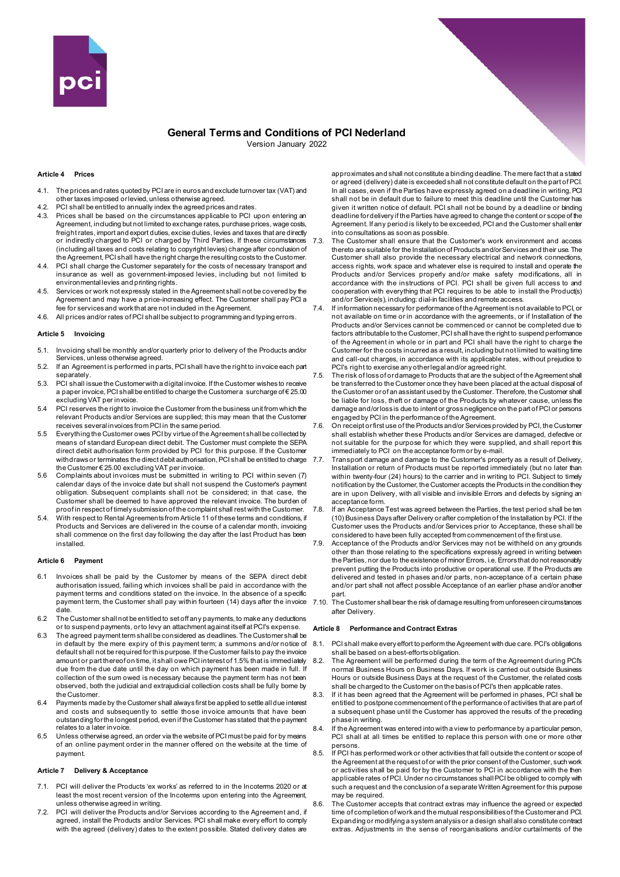# General Terms and Conditions of PCI Nederland

Version January 2022

### Article 4 Prices

4.1. The prices and rates quoted by PCI are in euros and exclude turnover tax (VAT) and other taxes imposed or levied, unless otherwise agreed.

4.2. PCI shall be entitled to annually index the agreed prices and rates.

4.3. Prices shall be based on the circumstances applicable to PCI upon entering an Agreement, including but not limited to exchange rates, purchase prices, wage costs, freight rates, import and export duties, excise duties, levies and taxes that are directly or indirectly charged to PCI or charged by Third Parties. If these circumstances (including all taxes and costs relating to copyright levies) change after conclusion of the Agreement, PCI shall have the right charge the resulting costs to the Customer.

4.4. PCI shall charge the Customer separately for the costs of necessary transport and insurance as well as government-imposed levies, including but not limited to environmental levies and printing rights.

4.5. Services or work not expressly stated in the Agreement shall not be covered by the Agreement and may have a price-increasing effect. The Customer shall pay PCI a fee for services and work that are not included in the Agreement.

4.6. All prices and/or rates of PCI shall be subject to programming and typing errors.

### Article 5 Invoicing

5.1. Invoicing shall be monthly and/or quarterly prior to delivery of the Products and/or Services, unless otherwise agreed.

5.2. If an Agreement is performed in parts, PCI shall have the right to invoice each part separately.

5.3. PCI shall issue the Customer with a digital invoice. If the Customer wishes to receive a paper invoice, PCI shall be entitled to charge the Customer a surcharge of € 25.00 excluding VAT per invoice.

5.4 PCI reserves the right to invoice the Customer from the business unit from which the relevant Products and/or Services are supplied; this may mean that the Customer receives several invoices from PCI in the same period.

5.5 Everything the Customer owes PCI by virtue of the Agreement shall be collected by means of standard European direct debit. The Customer must complete the SEPA direct debit authorisation form provided by PCI for this purpose. If the Customer withdraws or terminates the direct debit authorisation, PCI shall be entitled to charge the Customer € 25.00 excluding VAT per invoice.

5.6 Complaints about invoices must be submitted in writing to PCI within seven (7) calendar days of the invoice date but shall not suspend the Customer's payment obligation. Subsequent complaints shall not be considered; in that case, the Customer shall be deemed to have approved the relevant invoice. The burden of proof in respect of timely submission of the complaint shall rest with the Customer.

5.4. With respect to Rental Agreements from Article 11 of these terms and conditions, if Products and Services are delivered in the course of a calendar month, invoicing shall commence on the first day following the day after the last Product has been installed.

### Article 6 Payment

6.1 Invoices shall be paid by the Customer by means of the SEPA direct debit authorisation issued, failing which invoices shall be paid in accordance with the payment terms and conditions stated on the invoice. In the absence of a specific payment term, the Customer shall pay within fourteen (14) days after the invoice date.

6.2 The Customer shall not be entitled to set off any payments, to make any deductions or to suspend payments, or to levy an attachment against itself at PCI's expense.

6.3 The agreed payment term shall be considered as deadlines. The Customer shall be in default by the mere expiry of this payment term; a summons and/or notice of default shall not be required for this purpose. If the Customer fails to pay the invoice amount or part thereof on time, it shall owe PCI interest of 1.5% that is immediately due from the due date until the day on which payment has been made in full. If collection of the sum owed is necessary because the payment term has not been observed, both the judicial and extrajudicial collection costs shall be fully borne by the Customer.

6.4 Payments made by the Customer shall always first be applied to settle all due interest and costs and subsequently to settle those invoice amounts that have been outstanding for the longest period, even if the Customer has stated that the payment relates to a later invoice.

6.5 Unless otherwise agreed, an order via the website of PCI must be paid for by means of an online payment order in the manner offered on the website at the time of payment.

### Article 7 Delivery & Acceptance

7.1. PCI will deliver the Products 'ex works' as referred to in the Incoterms 2020 or at least the most recent version of the Incoterms upon entering into the Agreement, unless otherwise agreed in writing.

7.2. PCI will deliver the Products and/or Services according to the Agreement and, if agreed, install the Products and/or Services. PCI shall make every effort to comply with the agreed (delivery) dates to the extent possible. Stated delivery dates are approximates and shall not constitute a binding deadline. The mere fact that a stated or agreed (delivery) date is exceeded shall not constitute default on the part of PCI. In all cases, even if the Parties have expressly agreed on a deadline in writing, PCI shall not be in default due to failure to meet this deadline until the Customer has given it written notice of default. PCI shall not be bound by a deadline or binding deadline for delivery if the Parties have agreed to change the content or scope of the Agreement. If any period is likely to be exceeded, PCI and the Customer shall enter into consultations as soon as possible.

7.3. The Customer shall ensure that the Customer's work environment and access thereto are suitable for the Installation of Products and/or Services and their use. The Customer shall also provide the necessary electrical and network connections, access rights, work space and whatever else is required to install and operate the Products and/or Services properly and/or make safety modifications, all in accordance with the instructions of PCI. PCI shall be given full access to and cooperation with everything that PCI requires to be able to install the Product(s) and/or Service(s), including: dial-in facilities and remote access.

7.4. If information necessary for performance of the Agreement is not available to PCI, or not available on time or in accordance with the agreements, or if Installation of the Products and/or Services cannot be commenced or cannot be completed due to factors attributable to the Customer, PCI shall have the right to suspend performance of the Agreement in whole or in part and PCI shall have the right to charge the Customer for the costs incurred as a result, including but not limited to waiting time and call-out charges, in accordance with its applicable rates, without prejudice to PCI's right to exercise any other legal and/or agreed right.

7.5. The risk of loss of or damage to Products that are the subject of the Agreement shall be transferred to the Customer once they have been placed at the actual disposal of the Customer or of an assistant used by the Customer. Therefore, the Customer shall be liable for loss, theft or damage of the Products by whatever cause, unless the damage and/or loss is due to intent or gross negligence on the part of PCI or persons engaged by PCI in the performance of the Agreement.

7.6. On receipt or first use of the Products and/or Services provided by PCI, the Customer shall establish whether these Products and/or Services are damaged, defective or not suitable for the purpose for which they were supplied, and shall report this immediately to PCI on the acceptance form or by e-mail.

7.7. Transport damage and damage to the Customer's property as a result of Delivery, Installation or return of Products must be reported immediately (but no later than within twenty-four (24) hours) to the carrier and in writing to PCI. Subject to timely notification by the Customer, the Customer accepts the Products in the condition they are in upon Delivery, with all visible and invisible Errors and defects by signing an acceptance form.

7.8. If an Acceptance Test was agreed between the Parties, the test period shall be ten (10) Business Days after Delivery or after completion of the Installation by PCI. If the Customer uses the Products and/or Services prior to Acceptance, these shall be considered to have been fully accepted from commencement of the first use.

7.9. Acceptance of the Products and/or Services may not be withheld on any grounds other than those relating to the specifications expressly agreed in writing between the Parties, nor due to the existence of minor Errors, i.e. Errors that do not reasonably prevent putting the Products into productive or operational use. If the Products are delivered and tested in phases and/or parts, non-acceptance of a certain phase and/or part shall not affect possible Acceptance of an earlier phase and/or another part.

7.10. The Customer shall bear the risk of damage resulting from unforeseen circumstances after Delivery.

### Article 8 Performance and Contract Extras

8.1. PCI shall make every effort to perform the Agreement with due care. PCI's obligations shall be based on a best-efforts obligation.

8.2. The Agreement will be performed during the term of the Agreement during PCI's normal Business Hours on Business Days. If work is carried out outside Business Hours or outside Business Days at the request of the Customer, the related costs shall be charged to the Customer on the basis of PCI's then applicable rates.

8.3. If it has been agreed that the Agreement will be performed in phases, PCI shall be entitled to postpone commencement of the performance of activities that are part of a subsequent phase until the Customer has approved the results of the preceding phase in writing.

8.4. If the Agreement was entered into with a view to performance by a particular person, PCI shall at all times be entitled to replace this person with one or more other persons.

8.5. If PCI has performed work or other activities that fall outside the content or scope of the Agreement at the request of or with the prior consent of the Customer, such work or activities shall be paid for by the Customer to PCI in accordance with the then applicable rates of PCI. Under no circumstances shall PCI be obliged to comply with such a request and the conclusion of a separate Written Agreement for this purpose may be required.

8.6. The Customer accepts that contract extras may influence the agreed or expected time of completion of work and the mutual responsibilities of the Customer and PCI. Expanding or modifying a system analysis or a design shall also constitute contract extras. Adjustments in the sense of reorganisations and/or curtailments of the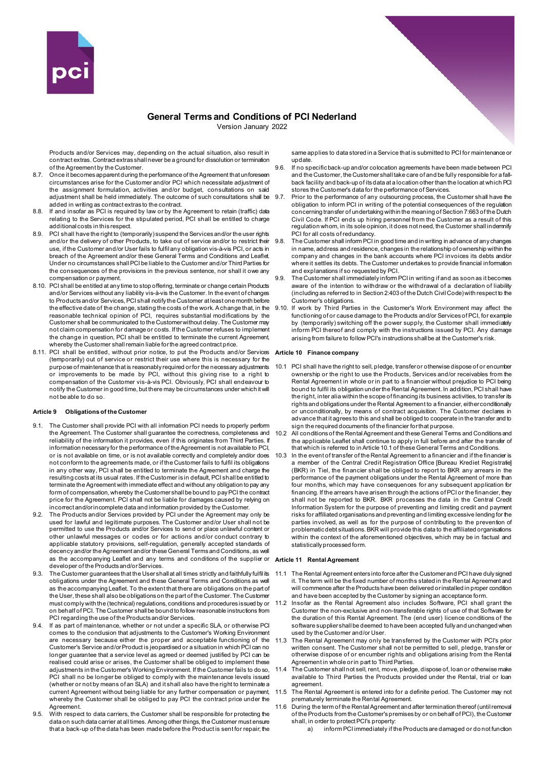Products and/or Services may, depending on the actual situation, also result in contract extras. Contract extras shall never be a ground for dissolution or termination of the Agreement by the Customer.

8.7. Once it becomes apparent during the performance of the Agreement that unforeseen circumstances arise for the Customer and/or PCI which necessitate adjustment of the assignment formulation, activities and/or budget, consultations on said adjustment shall be held immediately. The outcome of such consultations shall be added in writing as contract extras to the contract.

8.8. If and insofar as PCI is required by law or by the Agreement to retain (traffic) data relating to the Services for the stipulated period, PCI shall be entitled to charge additional costs in this respect.

8.9. PCI shall have the right to (temporarily) suspend the Services and/or the user rights and/or the delivery of other Products, to take out of service and/or to restrict their use, if the Customer and/or User fails to fulfil any obligation vis-à-vis PCI, or acts in breach of the Agreement and/or these General Terms and Conditions and Leaflet. Under no circumstances shall PCI be liable to the Customer and/or Third Parties for the consequences of the provisions in the previous sentence, nor shall it owe any compensation or payment.

8.10. PCI shall be entitled at any time to stop offering, terminate or change certain Products and/or Services without any liability vis-à-vis the Customer. In the event of changes to Products and/or Services, PCI shall notify the Customer at least one month before the effective date of the change, stating the costs of the work. A change that, in the reasonable technical opinion of PCI, requires substantial modifications by the Customer shall be communicated to the Customer without delay. The Customer may not claim compensation for damage or costs. If the Customer refuses to implement the change in question, PCI shall be entitled to terminate the current Agreement, whereby the Customer shall remain liable for the agreed contract price.

8.11. PCI shall be entitled, without prior notice, to put the Products and/or Services (temporarily) out of service or restrict their use where this is necessary for the purpose of maintenance that is reasonably required or for the necessary adjustments or improvements to be made by PCI, without this giving rise to a right to compensation of the Customer vis-à-vis PCI. Obviously, PCI shall endeavour to notify the Customer in good time, but there may be circumstances under which it will not be able to do so.

### Article 9 Obligations of the Customer

9.1. The Customer shall provide PCI with all information PCI needs to properly perform the Agreement. The Customer shall guarantee the correctness, completeness and reliability of the information it provides, even if this originates from Third Parties. If information necessary for the performance of the Agreement is not available to PCI, or is not available on time, or is not available correctly and completely and/or does not conform to the agreements made, or if the Customer fails to fulfil its obligations in any other way, PCI shall be entitled to terminate the Agreement and charge the resulting costs at its usual rates. If the Customer is in default, PCI shall be entitled to terminate the Agreement with immediate effect and without any obligation to pay any form of compensation, whereby the Customer shall be bound to pay PCI the contract price for the Agreement. PCI shall not be liable for damages caused by relying on incorrect and/or incomplete data and information provided by the Customer.

9.2. The Products and/or Services provided by PCI under the Agreement may only be used for lawful and legitimate purposes. The Customer and/or User shall not be permitted to use the Products and/or Services to send or place unlawful content or other unlawful messages or codes or for actions and/or conduct contrary to applicable statutory provisions, self-regulation, generally accepted standards of decency and/or the Agreement and/or these General Terms and Conditions, as well as the accompanying Leaflet and any terms and conditions of the supplier or developer of the Products and/or Services.

9.3. The Customer guarantees that the User shall at all times strictly and faithfully fulfil its obligations under the Agreement and these General Terms and Conditions as well as the accompanying Leaflet. To the extent that there are obligations on the part of the User, these shall also be obligations on the part of the Customer. The Customer must comply with the (technical) regulations, conditions and procedures issued by or on behalf of PCI. The Customer shall be bound to follow reasonable instructions from PCI regarding the use of the Products and/or Services.

9.4. If as part of maintenance, whether or not under a specific SLA, or otherwise PCI comes to the conclusion that adjustments to the Customer's Working Environment are necessary because either the proper and acceptable functioning of the Customer's Service and/or Product is jeopardised or a situation in which PCI can no longer guarantee that a service level as agreed or deemed justified by PCI can be realised could arise or arises, the Customer shall be obliged to implement these adjustments in the Customer's Working Environment. If the Customer fails to do so, PCI shall no be longer be obliged to comply with the maintenance levels issued (whether or not by means of an SLA) and it shall also have the right to terminate a current Agreement without being liable for any further compensation or payment, whereby the Customer shall be obliged to pay PCI the contract price under the Agreement.

9.5. With respect to data carriers, the Customer shall be responsible for protecting the data on such data carrier at all times. Among other things, the Customer must ensure that a back-up of the data has been made before the Product is sent for repair; the same applies to data stored in a Service that is submitted to PCI for maintenance or update.

9.6. If no specific back-up and/or colocation agreements have been made between PCI and the Customer, the Customer shall take care of and be fully responsible for a fall-back facility and back-up of its data at a location other than the location at which PCI stores the Customer's data for the performance of Services.

9.7. Prior to the performance of any outsourcing process, the Customer shall have the obligation to inform PCI in writing of the potential consequences of the regulation concerning transfer of undertaking within the meaning of Section 7:663 of the Dutch Civil Code. If PCI ends up hiring personnel from the Customer as a result of this regulation whom, in its sole opinion, it does not need, the Customer shall indemnify PCI for all costs of redundancy.

9.8. The Customer shall inform PCI in good time and in writing in advance of any changes in name, address and residence, changes in the relationship of ownership within the company and changes in the bank accounts where PCI invoices its debts and/or where it settles its debts. The Customer undertakes to provide financial information and explanations if so requested by PCI.

9.9. The Customer shall immediately inform PCI in writing if and as soon as it becomes aware of the intention to withdraw or the withdrawal of a declaration of liability (including as referred to in Section 2:403 of the Dutch Civil Code) with respect to the Customer's obligations.

9.10. If work by Third Parties in the Customer's Work Environment may affect the functioning of or cause damage to the Products and/or Services of PCI, for example by (temporarily) switching off the power supply, the Customer shall immediately inform PCI thereof and comply with the instructions issued by PCI. Any damage arising from failure to follow PCI's instructions shall be at the Customer's risk.

### Article 10 Finance company

10.1 PCI shall have the right to sell, pledge, transfer or otherwise dispose of or encumber ownership or the right to use the Products, Services and/or receivables from the Rental Agreement in whole or in part to a financier without prejudice to PCI being bound to fulfil its obligation under the Rental Agreement. In addition, PCI shall have the right, inter alia within the scope of financing its business activities, to transfer its rights and obligations under the Rental Agreement to a financier, either conditionally or unconditionally, by means of contract acquisition. The Customer declares in advance that it agrees to this and shall be obliged to cooperate in the transfer and to sign the required documents of the financier for that purpose.

10.2 All conditions of the Rental Agreement and these General Terms and Conditions and the applicable Leaflet shall continue to apply in full before and after the transfer of that which is referred to in Article 10.1 of these General Terms and Conditions.

10.3 In the event of transfer of the Rental Agreement to a financier and if the financier is a member of the Central Credit Registration Office [Bureau Krediet Registratie] (BKR) in Tiel, the financier shall be obliged to report to BKR any arrears in the performance of the payment obligations under the Rental Agreement of more than four months, which may have consequences for any subsequent application for financing. If the arrears have arisen through the actions of PCI or the financier, they shall not be reported to BKR. BKR processes the data in the Central Credit Information System for the purpose of preventing and limiting credit and payment risks for affiliated organisations and preventing and limiting excessive lending for the parties involved, as well as for the purpose of contributing to the prevention of problematic debt situations. BKR will provide this data to the affiliated organisations within the context of the aforementioned objectives, which may be in factual and statistically processed form.

### Article 11 Rental Agreement

11.1 The Rental Agreement enters into force after the Customer and PCI have duly signed it. The term will be the fixed number of months stated in the Rental Agreement and will commence after the Products have been delivered or installed in proper condition and have been accepted by the Customer by signing an acceptance form.

11.2 Insofar as the Rental Agreement also includes Software, PCI shall grant the Customer the non-exclusive and non-transferable rights of use of that Software for the duration of this Rental Agreement. The (end user) licence conditions of the software supplier shall be deemed to have been accepted fully and unchanged when used by the Customer and/or User.

11.3 The Rental Agreement may only be transferred by the Customer with PCI's prior written consent. The Customer shall not be permitted to sell, pledge, transfer or otherwise dispose of or encumber rights and obligations arising from the Rental Agreement in whole or in part to Third Parties.

11.4 The Customer shall not sell, rent, move, pledge, dispose of, loan or otherwise make available to Third Parties the Products provided under the Rental, trial or loan agreement.

11.5 The Rental Agreement is entered into for a definite period. The Customer may not prematurely terminate the Rental Agreement.

11.6 During the term of the Rental Agreement and after termination thereof (until removal of the Products from the Customer's premises by or on behalf of PCI), the Customer shall, in order to protect PCI's property:

a) inform PCI immediately if the Products are damaged or do not function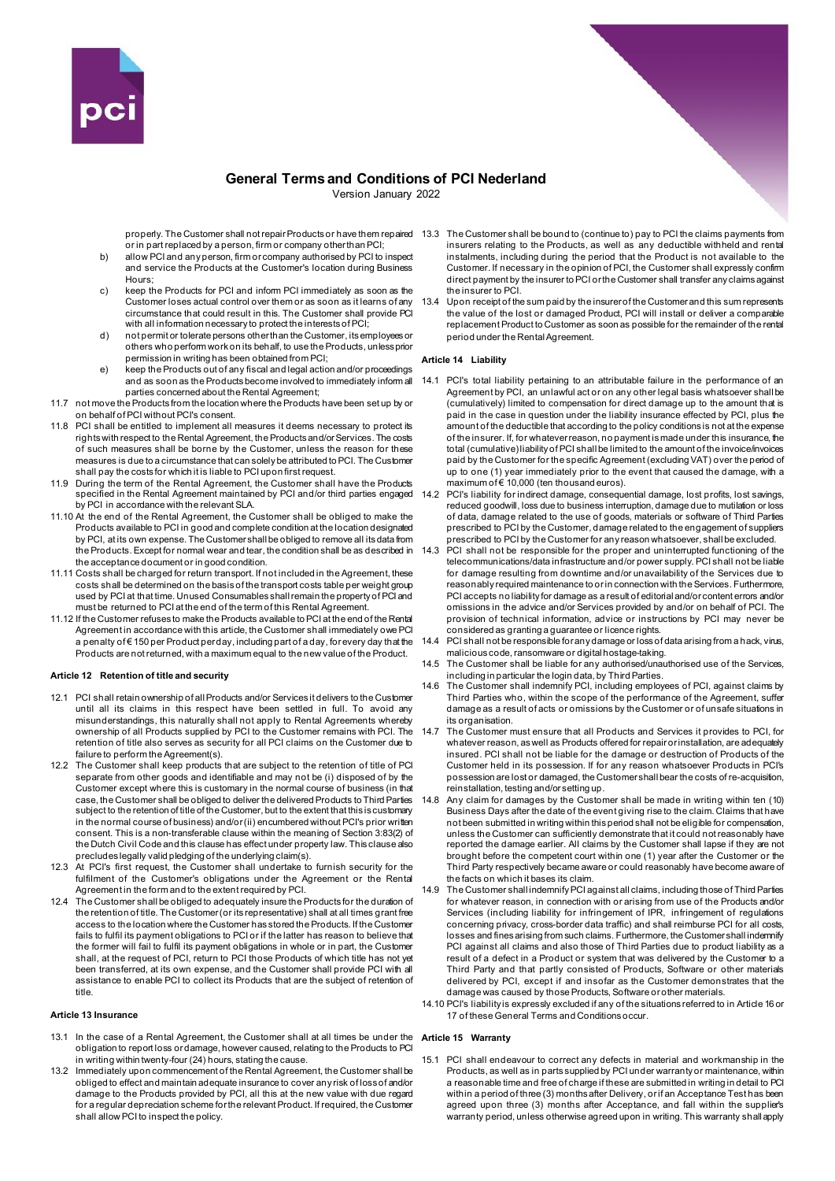properly. The Customer shall not repair Products or have them repaired or in part replaced by a person, firm or company other than PCI;

b) allow PCI and any person, firm or company authorised by PCI to inspect and service the Products at the Customer's location during Business Hours;

c) keep the Products for PCI and inform PCI immediately as soon as the Customer loses actual control over them or as soon as it learns of any circumstance that could result in this. The Customer shall provide PCI with all information necessary to protect the interests of PCI;

d) not permit or tolerate persons other than the Customer, its employees or others who perform work on its behalf, to use the Products, unless prior permission in writing has been obtained from PCI;

e) keep the Products out of any fiscal and legal action and/or proceedings and as soon as the Products become involved to immediately inform all parties concerned about the Rental Agreement;

11.7 not move the Products from the location where the Products have been set up by or on behalf of PCI without PCI's consent.

11.8 PCI shall be entitled to implement all measures it deems necessary to protect its rights with respect to the Rental Agreement, the Products and/or Services. The costs of such measures shall be borne by the Customer, unless the reason for these measures is due to a circumstance that can solely be attributed to PCI. The Customer shall pay the costs for which it is liable to PCI upon first request.

11.9 During the term of the Rental Agreement, the Customer shall have the Products specified in the Rental Agreement maintained by PCI and/or third parties engaged by PCI in accordance with the relevant SLA.

11.10 At the end of the Rental Agreement, the Customer shall be obliged to make the Products available to PCI in good and complete condition at the location designated by PCI, at its own expense. The Customer shall be obliged to remove all its data from the Products. Except for normal wear and tear, the condition shall be as described in the acceptance document or in good condition.

11.11 Costs shall be charged for return transport. If not included in the Agreement, these costs shall be determined on the basis of the transport costs table per weight group used by PCI at that time. Unused Consumables shall remain the property of PCI and must be returned to PCI at the end of the term of this Rental Agreement.

11.12 If the Customer refuses to make the Products available to PCI at the end of the Rental Agreement in accordance with this article, the Customer shall immediately owe PCI a penalty of € 150 per Product per day, including part of a day, for every day that the Products are not returned, with a maximum equal to the new value of the Product.

### Article 12 Retention of title and security

12.1 PCI shall retain ownership of all Products and/or Services it delivers to the Customer until all its claims in this respect have been settled in full. To avoid any misunderstandings, this naturally shall not apply to Rental Agreements whereby ownership of all Products supplied by PCI to the Customer remains with PCI. The retention of title also serves as security for all PCI claims on the Customer due to failure to perform the Agreement(s).

12.2 The Customer shall keep products that are subject to the retention of title of PCI separate from other goods and identifiable and may not be (i) disposed of by the Customer except where this is customary in the normal course of business (in that case, the Customer shall be obliged to deliver the delivered Products to Third Parties subject to the retention of title of the Customer, but to the extent that this is customary in the normal course of business) and/or (ii) encumbered without PCI's prior written consent. This is a non-transferable clause within the meaning of Section 3:83(2) of the Dutch Civil Code and this clause has effect under property law. This clause also precludes legally valid pledging of the underlying claim(s).

12.3 At PCI's first request, the Customer shall undertake to furnish security for the fulfilment of the Customer's obligations under the Agreement or the Rental Agreement in the form and to the extent required by PCI.

12.4 The Customer shall be obliged to adequately insure the Products for the duration of the retention of title. The Customer (or its representative) shall at all times grant free access to the location where the Customer has stored the Products. If the Customer fails to fulfil its payment obligations to PCI or if the latter has reason to believe that the former will fail to fulfil its payment obligations in whole or in part, the Customer shall, at the request of PCI, return to PCI those Products of which title has not yet been transferred, at its own expense, and the Customer shall provide PCI with all assistance to enable PCI to collect its Products that are the subject of retention of title.

### Article 13 Insurance

13.1 In the case of a Rental Agreement, the Customer shall at all times be under the obligation to report loss or damage, however caused, relating to the Products to PCI in writing within twenty-four (24) hours, stating the cause.

13.2 Immediately upon commencement of the Rental Agreement, the Customer shall be obliged to effect and maintain adequate insurance to cover any risk of loss of and/or damage to the Products provided by PCI, all this at the new value with due regard for a regular depreciation scheme for the relevant Product. If required, the Customer shall allow PCI to inspect the policy.

13.3 The Customer shall be bound to (continue to) pay to PCI the claims payments from insurers relating to the Products, as well as any deductible withheld and rental instalments, including during the period that the Product is not available to the Customer. If necessary in the opinion of PCI, the Customer shall expressly confirm direct payment by the insurer to PCI or the Customer shall transfer any claims against the insurer to PCI.

13.4 Upon receipt of the sum paid by the insurer of the Customer and this sum represents the value of the lost or damaged Product, PCI will install or deliver a comparable replacement Product to Customer as soon as possible for the remainder of the rental period under the Rental Agreement.

### Article 14 Liability

14.1 PCI's total liability pertaining to an attributable failure in the performance of an Agreement by PCI, an unlawful act or on any other legal basis whatsoever shall be (cumulatively) limited to compensation for direct damage up to the amount that is paid in the case in question under the liability insurance effected by PCI, plus the amount of the deductible that according to the policy conditions is not at the expense of the insurer. If, for whatever reason, no payment is made under this insurance, the total (cumulative) liability of PCI shall be limited to the amount of the invoice/invoices paid by the Customer for the specific Agreement (excluding VAT) over the period of up to one (1) year immediately prior to the event that caused the damage, with a maximum of € 10,000 (ten thousand euros).

14.2 PCI's liability for indirect damage, consequential damage, lost profits, lost savings, reduced goodwill, loss due to business interruption, damage due to mutilation or loss of data, damage related to the use of goods, materials or software of Third Parties prescribed to PCI by the Customer, damage related to the engagement of suppliers prescribed to PCI by the Customer for any reason whatsoever, shall be excluded.

14.3 PCI shall not be responsible for the proper and uninterrupted functioning of the telecommunications/data infrastructure and/or power supply. PCI shall not be liable for damage resulting from downtime and/or unavailability of the Services due to reasonably required maintenance to or in connection with the Services. Furthermore, PCI accepts no liability for damage as a result of editorial and/or content errors and/or omissions in the advice and/or Services provided by and/or on behalf of PCI. The provision of technical information, advice or instructions by PCI may never be considered as granting a guarantee or licence rights.

14.4 PCI shall not be responsible for any damage or loss of data arising from a hack, virus, malicious code, ransomware or digital hostage-taking.

14.5 The Customer shall be liable for any authorised/unauthorised use of the Services, including in particular the login data, by Third Parties.

14.6 The Customer shall indemnify PCI, including employees of PCI, against claims by Third Parties who, within the scope of the performance of the Agreement, suffer damage as a result of acts or omissions by the Customer or of unsafe situations in its organisation.

14.7 The Customer must ensure that all Products and Services it provides to PCI, for whatever reason, as well as Products offered for repair or installation, are adequately insured. PCI shall not be liable for the damage or destruction of Products of the Customer held in its possession. If for any reason whatsoever Products in PCI's possession are lost or damaged, the Customer shall bear the costs of re-acquisition, reinstallation, testing and/or setting up.

14.8 Any claim for damages by the Customer shall be made in writing within ten (10) Business Days after the date of the event giving rise to the claim. Claims that have not been submitted in writing within this period shall not be eligible for compensation, unless the Customer can sufficiently demonstrate that it could not reasonably have reported the damage earlier. All claims by the Customer shall lapse if they are not brought before the competent court within one (1) year after the Customer or the Third Party respectively became aware or could reasonably have become aware of the facts on which it bases its claim.

14.9 The Customer shall indemnify PCI against all claims, including those of Third Parties for whatever reason, in connection with or arising from use of the Products and/or Services (including liability for infringement of IPR, infringement of regulations concerning privacy, cross-border data traffic) and shall reimburse PCI for all costs, losses and fines arising from such claims. Furthermore, the Customer shall indemnify PCI against all claims and also those of Third Parties due to product liability as a result of a defect in a Product or system that was delivered by the Customer to a Third Party and that partly consisted of Products, Software or other materials delivered by PCI, except if and insofar as the Customer demonstrates that the damage was caused by those Products, Software or other materials.

14.10 PCI's liability is expressly excluded if any of the situations referred to in Article 16 or 17 of these General Terms and Conditions occur.

### Article 15 Warranty

15.1 PCI shall endeavour to correct any defects in material and workmanship in the Products, as well as in parts supplied by PCI under warranty or maintenance, within a reasonable time and free of charge if these are submitted in writing in detail to PCI within a period of three (3) months after Delivery, or if an Acceptance Test has been agreed upon three (3) months after Acceptance, and fall within the supplier's warranty period, unless otherwise agreed upon in writing. This warranty shall apply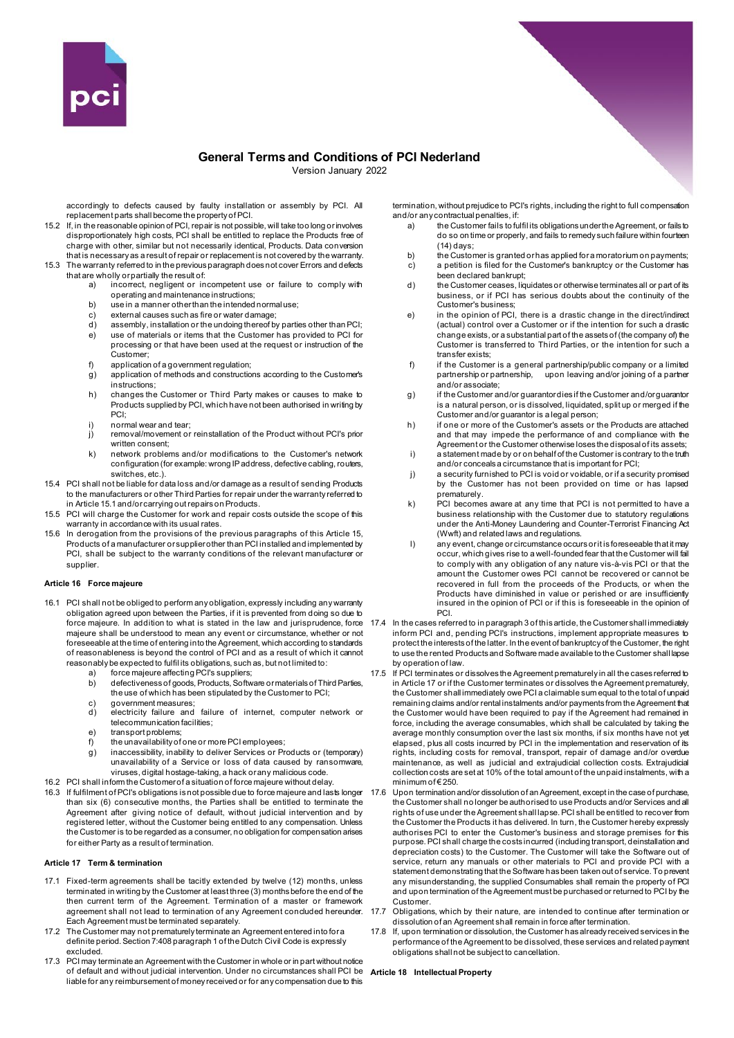accordingly to defects caused by faulty installation or assembly by PCI. All replacement parts shall become the property of PCI.

15.2 If, in the reasonable opinion of PCI, repair is not possible, will take too long or involves disproportionately high costs, PCI shall be entitled to replace the Products free of charge with other, similar but not necessarily identical, Products. Data conversion that is necessary as a result of repair or replacement is not covered by the warranty.

15.3 The warranty referred to in the previous paragraph does not cover Errors and defects that are wholly or partially the result of:

a) incorrect, negligent or incompetent use or failure to comply with operating and maintenance instructions;
b) use in a manner other than the intended normal use;
c) external causes such as fire or water damage;
d) assembly, installation or the undoing thereof by parties other than PCI;
e) use of materials or items that the Customer has provided to PCI for processing or that have been used at the request or instruction of the Customer;
f) application of a government regulation;
g) application of methods and constructions according to the Customer's instructions;
h) changes the Customer or Third Party makes or causes to make to Products supplied by PCI, which have not been authorised in writing by PCI;
i) normal wear and tear;
j) removal/movement or reinstallation of the Product without PCI's prior written consent;
k) network problems and/or modifications to the Customer's network configuration (for example: wrong IP address, defective cabling, routers, switches, etc.).

15.4 PCI shall not be liable for data loss and/or damage as a result of sending Products to the manufacturers or other Third Parties for repair under the warranty referred to in Article 15.1 and/or carrying out repairs on Products.

15.5 PCI will charge the Customer for work and repair costs outside the scope of this warranty in accordance with its usual rates.

15.6 In derogation from the provisions of the previous paragraphs of this Article 15, Products of a manufacturer or supplier other than PCI installed and implemented by PCI, shall be subject to the warranty conditions of the relevant manufacturer or supplier.

### Article 16 Force majeure

16.1 PCI shall not be obliged to perform any obligation, expressly including any warranty obligation agreed upon between the Parties, if it is prevented from doing so due to force majeure. In addition to what is stated in the law and jurisprudence, force majeure shall be understood to mean any event or circumstance, whether or not foreseeable at the time of entering into the Agreement, which according to standards of reasonableness is beyond the control of PCI and as a result of which it cannot reasonably be expected to fulfil its obligations, such as, but not limited to:

a) force majeure affecting PCI's suppliers;
b) defectiveness of goods, Products, Software or materials of Third Parties, the use of which has been stipulated by the Customer to PCI;
c) government measures;
d) electricity failure and failure of internet, computer network or telecommunication facilities;
e) transport problems;
f) the unavailability of one or more PCI employees;
g) inaccessibility, inability to deliver Services or Products or (temporary) unavailability of a Service or loss of data caused by ransomware, viruses, digital hostage-taking, a hack or any malicious code.

16.2 PCI shall inform the Customer of a situation of force majeure without delay.

16.3 If fulfilment of PCI's obligations is not possible due to force majeure and lasts longer than six (6) consecutive months, the Parties shall be entitled to terminate the Agreement after giving notice of default, without judicial intervention and by registered letter, without the Customer being entitled to any compensation. Unless the Customer is to be regarded as a consumer, no obligation for compensation arises for either Party as a result of termination.

### Article 17 Term & termination

17.1 Fixed-term agreements shall be tacitly extended by twelve (12) months, unless terminated in writing by the Customer at least three (3) months before the end of the then current term of the Agreement. Termination of a master or framework agreement shall not lead to termination of any Agreement concluded hereunder. Each Agreement must be terminated separately.

17.2 The Customer may not prematurely terminate an Agreement entered into for a definite period. Section 7:408 paragraph 1 of the Dutch Civil Code is expressly excluded.

17.3 PCI may terminate an Agreement with the Customer in whole or in part without notice of default and without judicial intervention. Under no circumstances shall PCI be liable for any reimbursement of money received or for any compensation due to this termination, without prejudice to PCI's rights, including the right to full compensation and/or any contractual penalties, if:

a) the Customer fails to fulfil its obligations under the Agreement, or fails to do so on time or properly, and fails to remedy such failure within fourteen (14) days;
b) the Customer is granted or has applied for a moratorium on payments;
c) a petition is filed for the Customer's bankruptcy or the Customer has been declared bankrupt;
d) the Customer ceases, liquidates or otherwise terminates all or part of its business, or if PCI has serious doubts about the continuity of the Customer's business;
e) in the opinion of PCI, there is a drastic change in the direct/indirect (actual) control over a Customer or if the intention for such a drastic change exists, or a substantial part of the assets of (the company of) the Customer is transferred to Third Parties, or the intention for such a transfer exists;
f) if the Customer is a general partnership/public company or a limited partnership or partnership, upon leaving and/or joining of a partner and/or associate;
g) if the Customer and/or guarantor dies if the Customer and/or guarantor is a natural person, or is dissolved, liquidated, split up or merged if the Customer and/or guarantor is a legal person;
h) if one or more of the Customer's assets or the Products are attached and that may impede the performance of and compliance with the Agreement or the Customer otherwise loses the disposal of its assets;
i) a statement made by or on behalf of the Customer is contrary to the truth and/or conceals a circumstance that is important for PCI;
j) a security furnished to PCI is void or voidable, or if a security promised by the Customer has not been provided on time or has lapsed prematurely.
k) PCI becomes aware at any time that PCI is not permitted to have a business relationship with the Customer due to statutory regulations under the Anti-Money Laundering and Counter-Terrorist Financing Act (Wwft) and related laws and regulations.
l) any event, change or circumstance occurs or it is foreseeable that it may occur, which gives rise to a well-founded fear that the Customer will fail to comply with any obligation of any nature vis-à-vis PCI or that the amount the Customer owes PCI cannot be recovered or cannot be recovered in full from the proceeds of the Products, or when the Products have diminished in value or perished or are insufficiently insured in the opinion of PCI or if this is foreseeable in the opinion of PCI.

17.4 In the cases referred to in paragraph 3 of this article, the Customer shall immediately inform PCI and, pending PCI's instructions, implement appropriate measures to protect the interests of the latter. In the event of bankruptcy of the Customer, the right to use the rented Products and Software made available to the Customer shall lapse by operation of law.

17.5 If PCI terminates or dissolves the Agreement prematurely in all the cases referred to in Article 17 or if the Customer terminates or dissolves the Agreement prematurely, the Customer shall immediately owe PCI a claimable sum equal to the total of unpaid remaining claims and/or rental instalments and/or payments from the Agreement that the Customer would have been required to pay if the Agreement had remained in force, including the average consumables, which shall be calculated by taking the average monthly consumption over the last six months, if six months have not yet elapsed, plus all costs incurred by PCI in the implementation and reservation of its rights, including costs for removal, transport, repair of damage and/or overdue maintenance, as well as judicial and extrajudicial collection costs. Extrajudicial collection costs are set at 10% of the total amount of the unpaid instalments, with a minimum of €250.

17.6 Upon termination and/or dissolution of an Agreement, except in the case of purchase, the Customer shall no longer be authorised to use Products and/or Services and all rights of use under the Agreement shall lapse. PCI shall be entitled to recover from the Customer the Products it has delivered. In turn, the Customer hereby expressly authorises PCI to enter the Customer's business and storage premises for this purpose. PCI shall charge the costs incurred (including transport, deinstallation and depreciation costs) to the Customer. The Customer will take the Software out of service, return any manuals or other materials to PCI and provide PCI with a statement demonstrating that the Software has been taken out of service. To prevent any misunderstanding, the supplied Consumables shall remain the property of PCI and upon termination of the Agreement must be purchased or returned to PCI by the Customer.

17.7 Obligations, which by their nature, are intended to continue after termination or dissolution of an Agreement shall remain in force after termination.

17.8 If, upon termination or dissolution, the Customer has already received services in the performance of the Agreement to be dissolved, these services and related payment obligations shall not be subject to cancellation.

### Article 18 Intellectual Property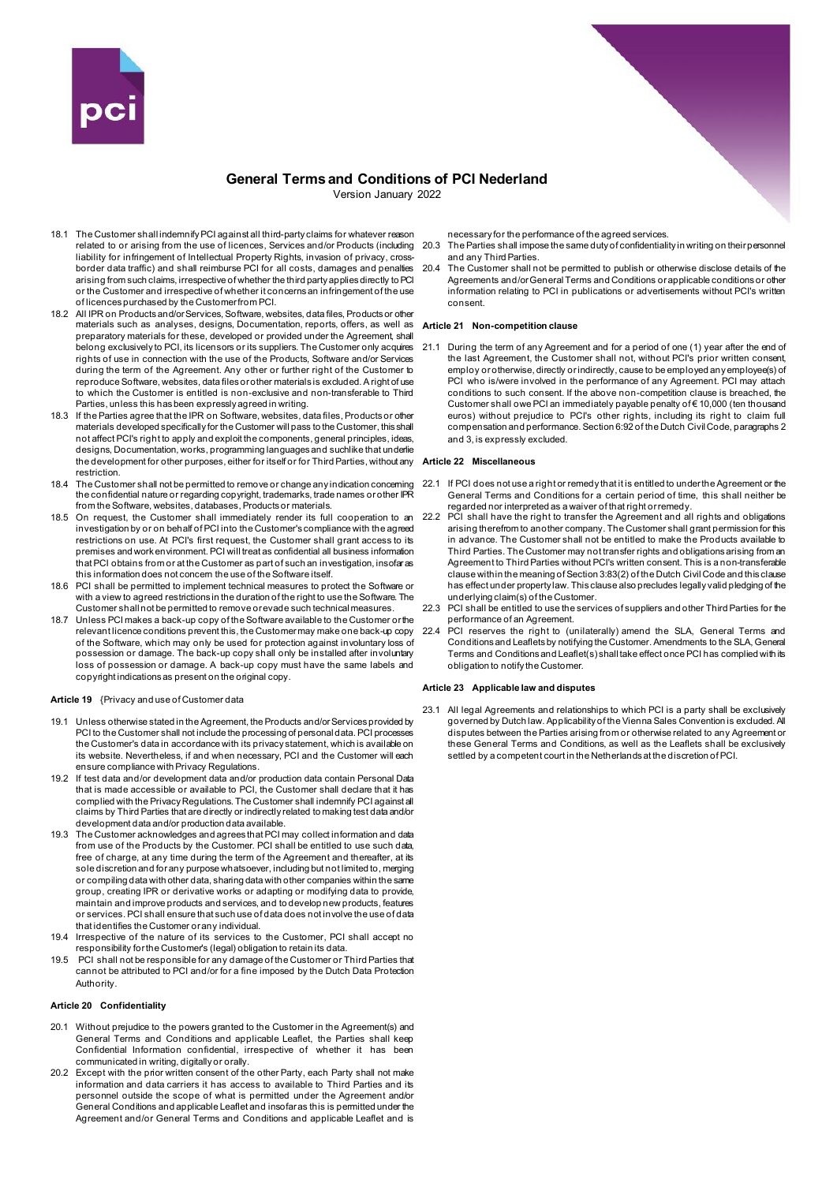# General Terms and Conditions of PCI Nederland

Version January 2022

18.1 The Customer shall indemnify PCI against all third-party claims for whatever reason related to or arising from the use of licences, Services and/or Products (including liability for infringement of Intellectual Property Rights, invasion of privacy, cross-border data traffic) and shall reimburse PCI for all costs, damages and penalties arising from such claims, irrespective of whether the third party applies directly to PCI or the Customer and irrespective of whether it concerns an infringement of the use of licences purchased by the Customer from PCI.

18.2 All IPR on Products and/or Services, Software, websites, data files, Products or other materials such as analyses, designs, Documentation, reports, offers, as well as preparatory materials for these, developed or provided under the Agreement, shall belong exclusively to PCI, its licensors or its suppliers. The Customer only acquires rights of use in connection with the use of the Products, Software and/or Services during the term of the Agreement. Any other or further right of the Customer to reproduce Software, websites, data files or other materials is excluded. A right of use to which the Customer is entitled is non-exclusive and non-transferable to Third Parties, unless this has been expressly agreed in writing.

18.3 If the Parties agree that the IPR on Software, websites, data files, Products or other materials developed specifically for the Customer will pass to the Customer, this shall not affect PCI's right to apply and exploit the components, general principles, ideas, designs, Documentation, works, programming languages and suchlike that underlie the development for other purposes, either for itself or for Third Parties, without any restriction.

18.4 The Customer shall not be permitted to remove or change any indication concerning the confidential nature or regarding copyright, trademarks, trade names or other IPR from the Software, websites, databases, Products or materials.

18.5 On request, the Customer shall immediately render its full cooperation to an investigation by or on behalf of PCI into the Customer's compliance with the agreed restrictions on use. At PCI's first request, the Customer shall grant access to its premises and work environment. PCI will treat as confidential all business information that PCI obtains from or at the Customer as part of such an investigation, insofar as this information does not concern the use of the Software itself.

18.6 PCI shall be permitted to implement technical measures to protect the Software or with a view to agreed restrictions in the duration of the right to use the Software. The Customer shall not be permitted to remove or evade such technical measures.

18.7 Unless PCI makes a back-up copy of the Software available to the Customer or the relevant licence conditions prevent this, the Customer may make one back-up copy of the Software, which may only be used for protection against involuntary loss of possession or damage. The back-up copy shall only be installed after involuntary loss of possession or damage. A back-up copy must have the same labels and copyright indications as present on the original copy.

### Article 19 {Privacy and use of Customer data

19.1 Unless otherwise stated in the Agreement, the Products and/or Services provided by PCI to the Customer shall not include the processing of personal data. PCI processes the Customer's data in accordance with its privacy statement, which is available on its website. Nevertheless, if and when necessary, PCI and the Customer will each ensure compliance with Privacy Regulations.

19.2 If test data and/or development data and/or production data contain Personal Data that is made accessible or available to PCI, the Customer shall declare that it has complied with the Privacy Regulations. The Customer shall indemnify PCI against all claims by Third Parties that are directly or indirectly related to making test data and/or development data and/or production data available.

19.3 The Customer acknowledges and agrees that PCI may collect information and data from use of the Products by the Customer. PCI shall be entitled to use such data, free of charge, at any time during the term of the Agreement and thereafter, at its sole discretion and for any purpose whatsoever, including but not limited to, merging or compiling data with other data, sharing data with other companies within the same group, creating IPR or derivative works or adapting or modifying data to provide, maintain and improve products and services, and to develop new products, features or services. PCI shall ensure that such use of data does not involve the use of data that identifies the Customer or any individual.

19.4 Irrespective of the nature of its services to the Customer, PCI shall accept no responsibility for the Customer's (legal) obligation to retain its data.

19.5 PCI shall not be responsible for any damage of the Customer or Third Parties that cannot be attributed to PCI and/or for a fine imposed by the Dutch Data Protection Authority.

### Article 20 Confidentiality

20.1 Without prejudice to the powers granted to the Customer in the Agreement(s) and General Terms and Conditions and applicable Leaflet, the Parties shall keep Confidential Information confidential, irrespective of whether it has been communicated in writing, digitally or orally.

20.2 Except with the prior written consent of the other Party, each Party shall not make information and data carriers it has access to available to Third Parties and its personnel outside the scope of what is permitted under the Agreement and/or General Conditions and applicable Leaflet and insofar as this is permitted under the Agreement and/or General Terms and Conditions and applicable Leaflet and is necessary for the performance of the agreed services.

20.3 The Parties shall impose the same duty of confidentiality in writing on their personnel and any Third Parties.

20.4 The Customer shall not be permitted to publish or otherwise disclose details of the Agreements and/or General Terms and Conditions or applicable conditions or other information relating to PCI in publications or advertisements without PCI's written consent.

### Article 21 Non-competition clause

21.1 During the term of any Agreement and for a period of one (1) year after the end of the last Agreement, the Customer shall not, without PCI's prior written consent, employ or otherwise, directly or indirectly, cause to be employed any employee(s) of PCI who is/were involved in the performance of any Agreement. PCI may attach conditions to such consent. If the above non-competition clause is breached, the Customer shall owe PCI an immediately payable penalty of € 10,000 (ten thousand euros) without prejudice to PCI's other rights, including its right to claim full compensation and performance. Section 6:92 of the Dutch Civil Code, paragraphs 2 and 3, is expressly excluded.

### Article 22 Miscellaneous

22.1 If PCI does not use a right or remedy that it is entitled to under the Agreement or the General Terms and Conditions for a certain period of time, this shall neither be regarded nor interpreted as a waiver of that right or remedy.

22.2 PCI shall have the right to transfer the Agreement and all rights and obligations arising therefrom to another company. The Customer shall grant permission for this in advance. The Customer shall not be entitled to make the Products available to Third Parties. The Customer may not transfer rights and obligations arising from an Agreement to Third Parties without PCI's written consent. This is a non-transferable clause within the meaning of Section 3:83(2) of the Dutch Civil Code and this clause has effect under property law. This clause also precludes legally valid pledging of the underlying claim(s) of the Customer.

22.3 PCI shall be entitled to use the services of suppliers and other Third Parties for the performance of an Agreement.

22.4 PCI reserves the right to (unilaterally) amend the SLA, General Terms and Conditions and Leaflets by notifying the Customer. Amendments to the SLA, General Terms and Conditions and Leaflet(s) shall take effect once PCI has complied with its obligation to notify the Customer.

### Article 23 Applicable law and disputes

23.1 All legal Agreements and relationships to which PCI is a party shall be exclusively governed by Dutch law. Applicability of the Vienna Sales Convention is excluded. All disputes between the Parties arising from or otherwise related to any Agreement or these General Terms and Conditions, as well as the Leaflets shall be exclusively settled by a competent court in the Netherlands at the discretion of PCI.